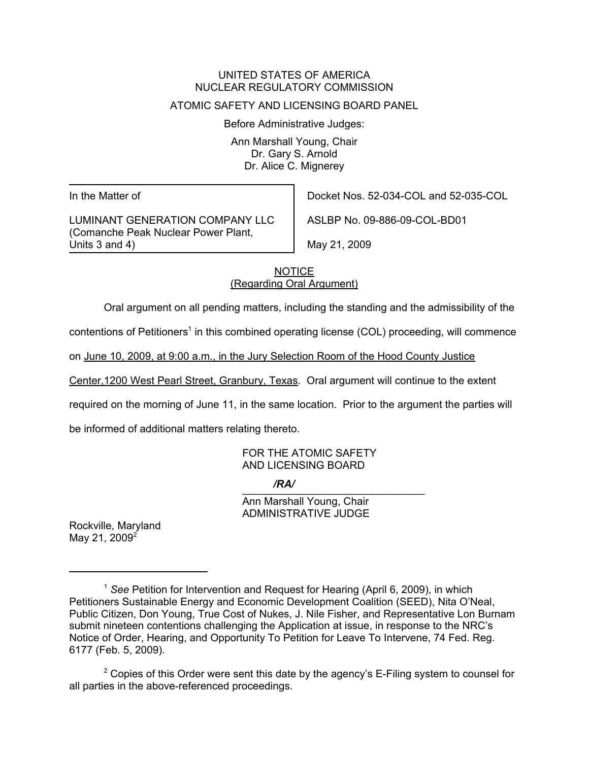UNITED STATES OF AMERICA
NUCLEAR REGULATORY COMMISSION

ATOMIC SAFETY AND LICENSING BOARD PANEL

Before Administrative Judges:

Ann Marshall Young, Chair
Dr. Gary S. Arnold
Dr. Alice C. Mignerey

| In the Matter of | Docket Nos. 52-034-COL and 52-035-COL |
|---|---|
| LUMINANT GENERATION COMPANY LLC (Comanche Peak Nuclear Power Plant, Units 3 and 4) | ASLBP No. 09-886-09-COL-BD01 |
| | May 21, 2009 |

NOTICE
(Regarding Oral Argument)

Oral argument on all pending matters, including the standing and the admissibility of the contentions of Petitioners[1] in this combined operating license (COL) proceeding, will commence on June 10, 2009, at 9:00 a.m., in the Jury Selection Room of the Hood County Justice Center,1200 West Pearl Street, Granbury, Texas. Oral argument will continue to the extent required on the morning of June 11, in the same location. Prior to the argument the parties will be informed of additional matters relating thereto.

FOR THE ATOMIC SAFETY
AND LICENSING BOARD

*/RA/*

Ann Marshall Young, Chair
ADMINISTRATIVE JUDGE

Rockville, Maryland
May 21, 2009[2]

---

[1] *See* Petition for Intervention and Request for Hearing (April 6, 2009), in which Petitioners Sustainable Energy and Economic Development Coalition (SEED), Nita O'Neal, Public Citizen, Don Young, True Cost of Nukes, J. Nile Fisher, and Representative Lon Burnam submit nineteen contentions challenging the Application at issue, in response to the NRC's Notice of Order, Hearing, and Opportunity To Petition for Leave To Intervene, 74 Fed. Reg. 6177 (Feb. 5, 2009).

[2] Copies of this Order were sent this date by the agency's E-Filing system to counsel for all parties in the above-referenced proceedings.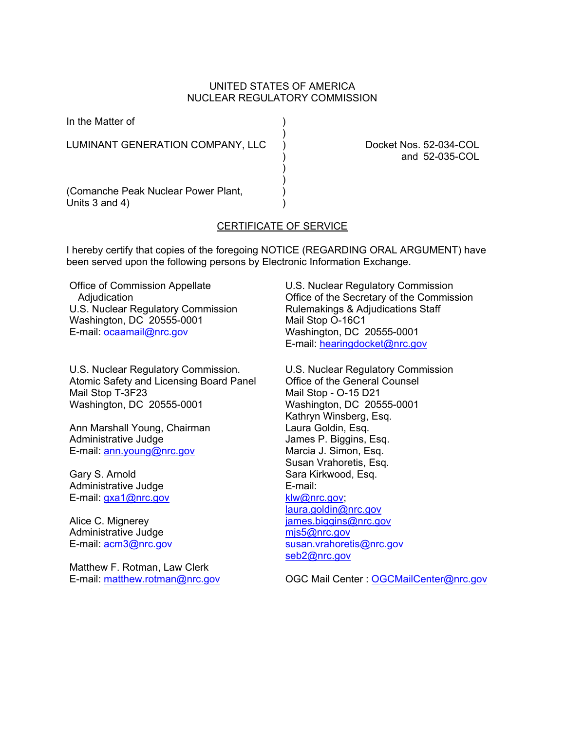UNITED STATES OF AMERICA
NUCLEAR REGULATORY COMMISSION

In the Matter of

LUMINANT GENERATION COMPANY, LLC

(Comanche Peak Nuclear Power Plant,
Units 3 and 4)

Docket Nos. 52-034-COL
and 52-035-COL

CERTIFICATE OF SERVICE

I hereby certify that copies of the foregoing NOTICE (REGARDING ORAL ARGUMENT) have been served upon the following persons by Electronic Information Exchange.

Office of Commission Appellate Adjudication
U.S. Nuclear Regulatory Commission
Washington, DC 20555-0001
E-mail: ocaamail@nrc.gov

U.S. Nuclear Regulatory Commission
Office of the Secretary of the Commission
Rulemakings & Adjudications Staff
Mail Stop O-16C1
Washington, DC 20555-0001
E-mail: hearingdocket@nrc.gov

U.S. Nuclear Regulatory Commission.
Atomic Safety and Licensing Board Panel
Mail Stop T-3F23
Washington, DC 20555-0001

Ann Marshall Young, Chairman
Administrative Judge
E-mail: ann.young@nrc.gov

Gary S. Arnold
Administrative Judge
E-mail: gxa1@nrc.gov

Alice C. Mignerey
Administrative Judge
E-mail: acm3@nrc.gov

Matthew F. Rotman, Law Clerk
E-mail: matthew.rotman@nrc.gov

U.S. Nuclear Regulatory Commission
Office of the General Counsel
Mail Stop - O-15 D21
Washington, DC 20555-0001
Kathryn Winsberg, Esq.
Laura Goldin, Esq.
James P. Biggins, Esq.
Marcia J. Simon, Esq.
Susan Vrahoretis, Esq.
Sara Kirkwood, Esq.
E-mail:
klw@nrc.gov;
laura.goldin@nrc.gov
james.biggins@nrc.gov
mjs5@nrc.gov
susan.vrahoretis@nrc.gov
seb2@nrc.gov

OGC Mail Center : OGCMailCenter@nrc.gov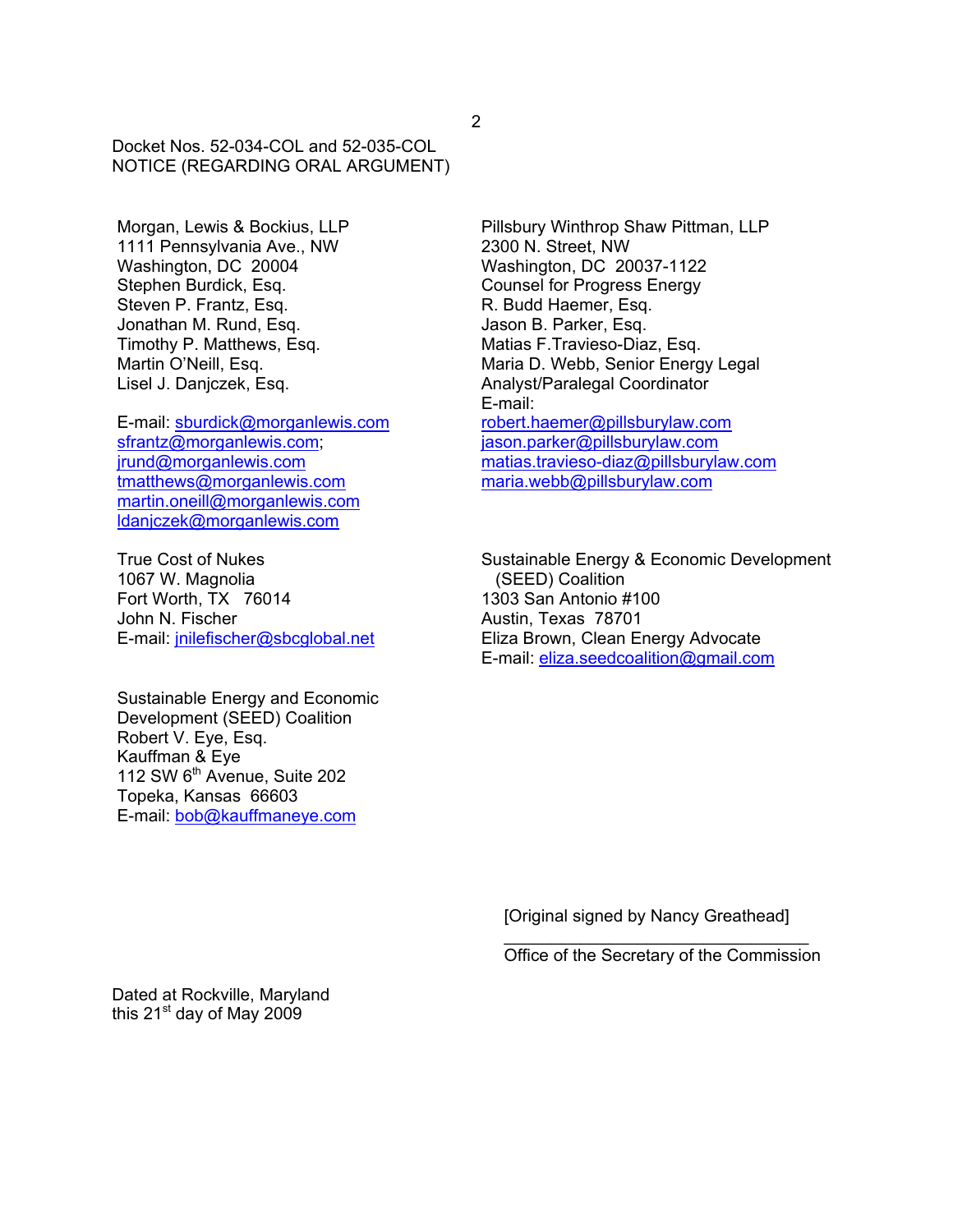Docket Nos. 52-034-COL and 52-035-COL
NOTICE (REGARDING ORAL ARGUMENT)

Morgan, Lewis & Bockius, LLP
1111 Pennsylvania Ave., NW
Washington, DC 20004
Stephen Burdick, Esq.
Steven P. Frantz, Esq.
Jonathan M. Rund, Esq.
Timothy P. Matthews, Esq.
Martin O'Neill, Esq.
Lisel J. Danjczek, Esq.

E-mail: sburdick@morganlewis.com
sfrantz@morganlewis.com;
jrund@morganlewis.com
tmatthews@morganlewis.com
martin.oneill@morganlewis.com
ldanjczek@morganlewis.com

Pillsbury Winthrop Shaw Pittman, LLP
2300 N. Street, NW
Washington, DC 20037-1122
Counsel for Progress Energy
R. Budd Haemer, Esq.
Jason B. Parker, Esq.
Matias F.Travieso-Diaz, Esq.
Maria D. Webb, Senior Energy Legal Analyst/Paralegal Coordinator
E-mail:
robert.haemer@pillsburylaw.com
jason.parker@pillsburylaw.com
matias.travieso-diaz@pillsburylaw.com
maria.webb@pillsburylaw.com

True Cost of Nukes
1067 W. Magnolia
Fort Worth, TX 76014
John N. Fischer
E-mail: jnilefischer@sbcglobal.net

Sustainable Energy & Economic Development (SEED) Coalition
1303 San Antonio #100
Austin, Texas 78701
Eliza Brown, Clean Energy Advocate
E-mail: eliza.seedcoalition@gmail.com

Sustainable Energy and Economic Development (SEED) Coalition
Robert V. Eye, Esq.
Kauffman & Eye
112 SW 6th Avenue, Suite 202
Topeka, Kansas 66603
E-mail: bob@kauffmaneye.com

[Original signed by Nancy Greathead]
________________________________
Office of the Secretary of the Commission

Dated at Rockville, Maryland
this 21st day of May 2009